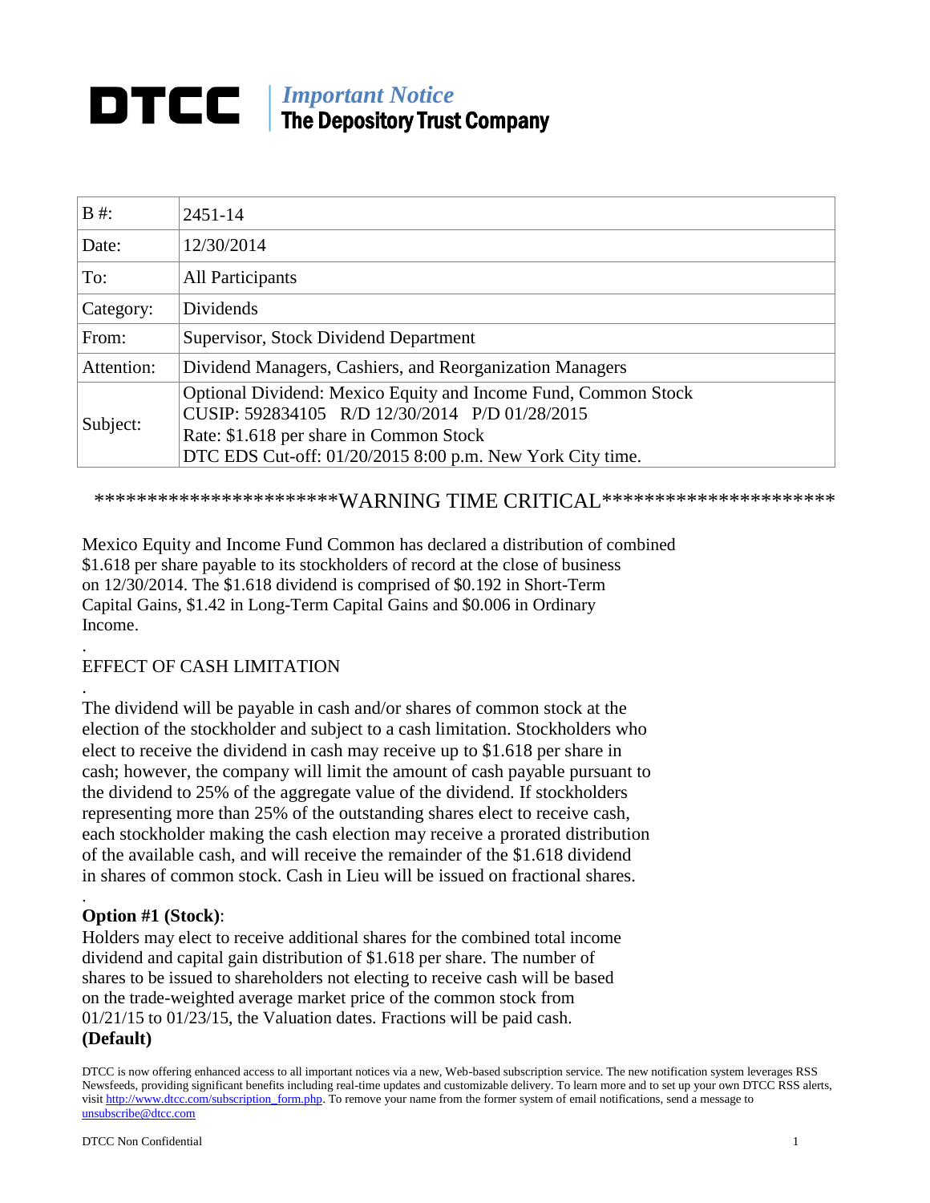# DTCC | *Important Notice* The Depository Trust Company

| B #: | 2451-14 |
|---|---|
| Date: | 12/30/2014 |
| To: | All Participants |
| Category: | Dividends |
| From: | Supervisor, Stock Dividend Department |
| Attention: | Dividend Managers, Cashiers, and Reorganization Managers |
| Subject: | Optional Dividend: Mexico Equity and Income Fund, Common Stock<br>CUSIP: 592834105 R/D 12/30/2014 P/D 01/28/2015<br>Rate: $1.618 per share in Common Stock<br>DTC EDS Cut-off: 01/20/2015 8:00 p.m. New York City time. |

**********************WARNING TIME CRITICAL**********************

Mexico Equity and Income Fund Common has declared a distribution of combined $1.618 per share payable to its stockholders of record at the close of business on 12/30/2014. The $1.618 dividend is comprised of $0.192 in Short-Term Capital Gains, $1.42 in Long-Term Capital Gains and $0.006 in Ordinary Income.

.

EFFECT OF CASH LIMITATION

.

The dividend will be payable in cash and/or shares of common stock at the election of the stockholder and subject to a cash limitation. Stockholders who elect to receive the dividend in cash may receive up to $1.618 per share in cash; however, the company will limit the amount of cash payable pursuant to the dividend to 25% of the aggregate value of the dividend. If stockholders representing more than 25% of the outstanding shares elect to receive cash, each stockholder making the cash election may receive a prorated distribution of the available cash, and will receive the remainder of the $1.618 dividend in shares of common stock. Cash in Lieu will be issued on fractional shares.

.

**Option #1 (Stock)**:

Holders may elect to receive additional shares for the combined total income dividend and capital gain distribution of $1.618 per share. The number of shares to be issued to shareholders not electing to receive cash will be based on the trade-weighted average market price of the common stock from 01/21/15 to 01/23/15, the Valuation dates. Fractions will be paid cash.
**(Default)**

DTCC is now offering enhanced access to all important notices via a new, Web-based subscription service. The new notification system leverages RSS Newsfeeds, providing significant benefits including real-time updates and customizable delivery. To learn more and to set up your own DTCC RSS alerts, visit http://www.dtcc.com/subscription_form.php. To remove your name from the former system of email notifications, send a message to unsubscribe@dtcc.com

DTCC Non Confidential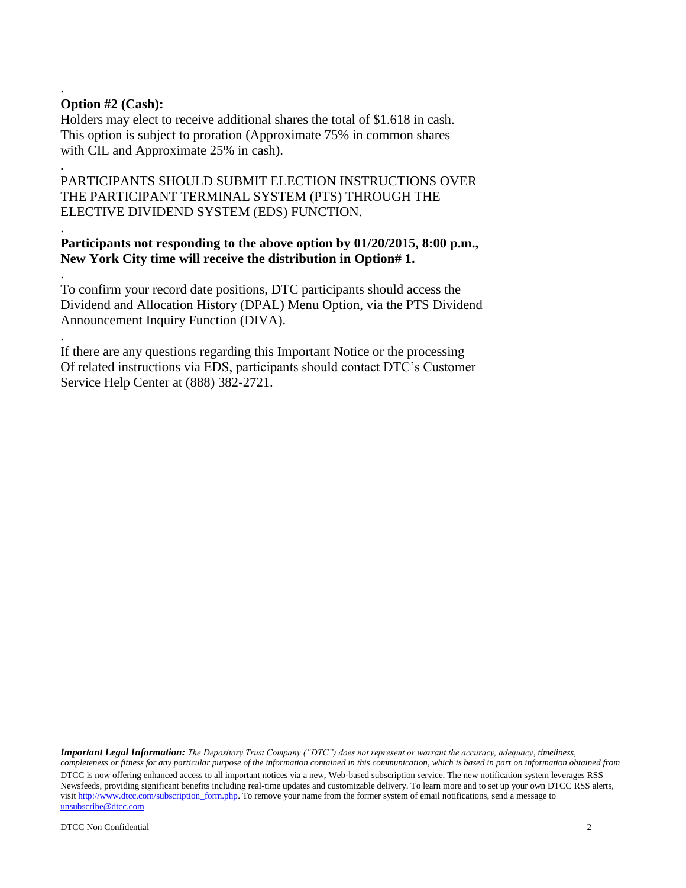.

**Option #2 (Cash):**

Holders may elect to receive additional shares the total of $1.618 in cash. This option is subject to proration (Approximate 75% in common shares with CIL and Approximate 25% in cash).

**.**

PARTICIPANTS SHOULD SUBMIT ELECTION INSTRUCTIONS OVER THE PARTICIPANT TERMINAL SYSTEM (PTS) THROUGH THE ELECTIVE DIVIDEND SYSTEM (EDS) FUNCTION.

.

**Participants not responding to the above option by 01/20/2015, 8:00 p.m., New York City time will receive the distribution in Option# 1.**

.

To confirm your record date positions, DTC participants should access the Dividend and Allocation History (DPAL) Menu Option, via the PTS Dividend Announcement Inquiry Function (DIVA).

.

If there are any questions regarding this Important Notice or the processing Of related instructions via EDS, participants should contact DTC's Customer Service Help Center at (888) 382-2721.

***Important Legal Information:*** *The Depository Trust Company ("DTC") does not represent or warrant the accuracy, adequacy, timeliness, completeness or fitness for any particular purpose of the information contained in this communication, which is based in part on information obtained from*

DTCC is now offering enhanced access to all important notices via a new, Web-based subscription service. The new notification system leverages RSS Newsfeeds, providing significant benefits including real-time updates and customizable delivery. To learn more and to set up your own DTCC RSS alerts, visit http://www.dtcc.com/subscription_form.php. To remove your name from the former system of email notifications, send a message to unsubscribe@dtcc.com

DTCC Non Confidential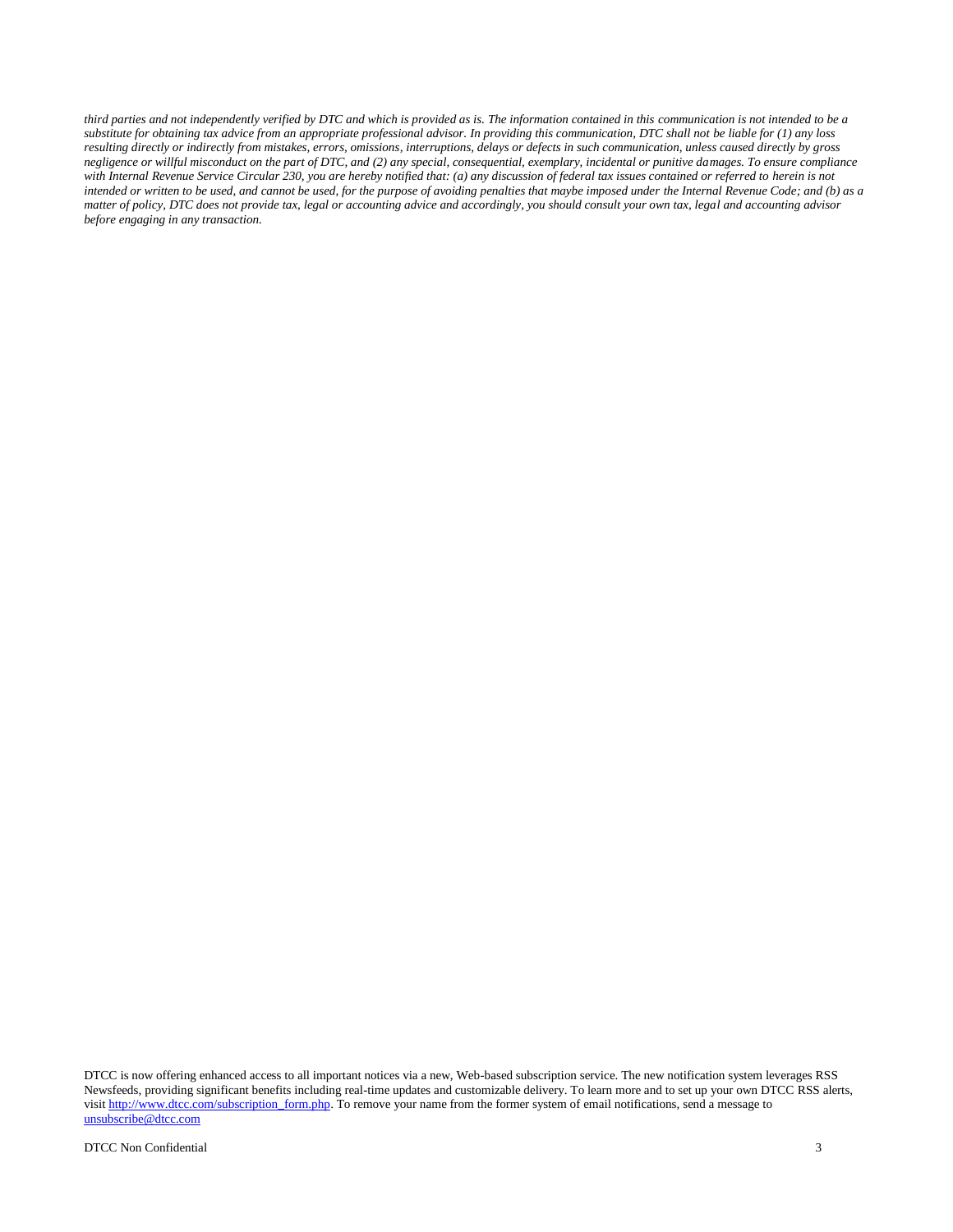*third parties and not independently verified by DTC and which is provided as is. The information contained in this communication is not intended to be a substitute for obtaining tax advice from an appropriate professional advisor. In providing this communication, DTC shall not be liable for (1) any loss resulting directly or indirectly from mistakes, errors, omissions, interruptions, delays or defects in such communication, unless caused directly by gross negligence or willful misconduct on the part of DTC, and (2) any special, consequential, exemplary, incidental or punitive damages. To ensure compliance with Internal Revenue Service Circular 230, you are hereby notified that: (a) any discussion of federal tax issues contained or referred to herein is not intended or written to be used, and cannot be used, for the purpose of avoiding penalties that maybe imposed under the Internal Revenue Code; and (b) as a matter of policy, DTC does not provide tax, legal or accounting advice and accordingly, you should consult your own tax, legal and accounting advisor before engaging in any transaction.*

DTCC is now offering enhanced access to all important notices via a new, Web-based subscription service. The new notification system leverages RSS Newsfeeds, providing significant benefits including real-time updates and customizable delivery. To learn more and to set up your own DTCC RSS alerts, visit [http://www.dtcc.com/subscription_form.php](http://www.dtcc.com/subscription_form.php). To remove your name from the former system of email notifications, send a message to [unsubscribe@dtcc.com](mailto:unsubscribe@dtcc.com)

DTCC Non Confidential